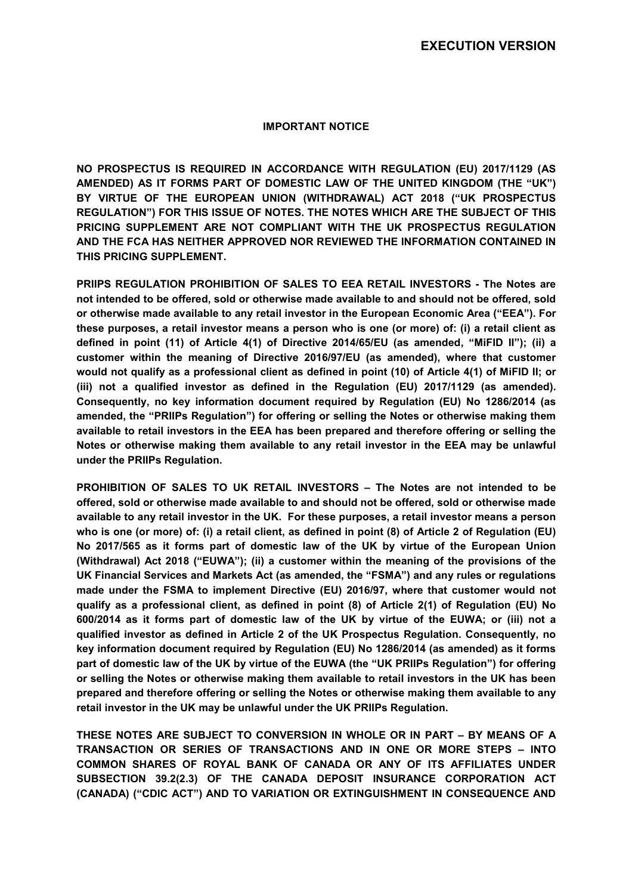**EXECUTION VERSION**

**IMPORTANT NOTICE**

**NO PROSPECTUS IS REQUIRED IN ACCORDANCE WITH REGULATION (EU) 2017/1129 (AS AMENDED) AS IT FORMS PART OF DOMESTIC LAW OF THE UNITED KINGDOM (THE "UK") BY VIRTUE OF THE EUROPEAN UNION (WITHDRAWAL) ACT 2018 ("UK PROSPECTUS REGULATION") FOR THIS ISSUE OF NOTES. THE NOTES WHICH ARE THE SUBJECT OF THIS PRICING SUPPLEMENT ARE NOT COMPLIANT WITH THE UK PROSPECTUS REGULATION AND THE FCA HAS NEITHER APPROVED NOR REVIEWED THE INFORMATION CONTAINED IN THIS PRICING SUPPLEMENT.**

**PRIIPS REGULATION PROHIBITION OF SALES TO EEA RETAIL INVESTORS - The Notes are not intended to be offered, sold or otherwise made available to and should not be offered, sold or otherwise made available to any retail investor in the European Economic Area ("EEA"). For these purposes, a retail investor means a person who is one (or more) of: (i) a retail client as defined in point (11) of Article 4(1) of Directive 2014/65/EU (as amended, "MiFID II"); (ii) a customer within the meaning of Directive 2016/97/EU (as amended), where that customer would not qualify as a professional client as defined in point (10) of Article 4(1) of MiFID II; or (iii) not a qualified investor as defined in the Regulation (EU) 2017/1129 (as amended). Consequently, no key information document required by Regulation (EU) No 1286/2014 (as amended, the "PRIIPs Regulation") for offering or selling the Notes or otherwise making them available to retail investors in the EEA has been prepared and therefore offering or selling the Notes or otherwise making them available to any retail investor in the EEA may be unlawful under the PRIIPs Regulation.**

**PROHIBITION OF SALES TO UK RETAIL INVESTORS – The Notes are not intended to be offered, sold or otherwise made available to and should not be offered, sold or otherwise made available to any retail investor in the UK. For these purposes, a retail investor means a person who is one (or more) of: (i) a retail client, as defined in point (8) of Article 2 of Regulation (EU) No 2017/565 as it forms part of domestic law of the UK by virtue of the European Union (Withdrawal) Act 2018 ("EUWA"); (ii) a customer within the meaning of the provisions of the UK Financial Services and Markets Act (as amended, the "FSMA") and any rules or regulations made under the FSMA to implement Directive (EU) 2016/97, where that customer would not qualify as a professional client, as defined in point (8) of Article 2(1) of Regulation (EU) No 600/2014 as it forms part of domestic law of the UK by virtue of the EUWA; or (iii) not a qualified investor as defined in Article 2 of the UK Prospectus Regulation. Consequently, no key information document required by Regulation (EU) No 1286/2014 (as amended) as it forms part of domestic law of the UK by virtue of the EUWA (the "UK PRIIPs Regulation") for offering or selling the Notes or otherwise making them available to retail investors in the UK has been prepared and therefore offering or selling the Notes or otherwise making them available to any retail investor in the UK may be unlawful under the UK PRIIPs Regulation.**

**THESE NOTES ARE SUBJECT TO CONVERSION IN WHOLE OR IN PART – BY MEANS OF A TRANSACTION OR SERIES OF TRANSACTIONS AND IN ONE OR MORE STEPS – INTO COMMON SHARES OF ROYAL BANK OF CANADA OR ANY OF ITS AFFILIATES UNDER SUBSECTION 39.2(2.3) OF THE CANADA DEPOSIT INSURANCE CORPORATION ACT (CANADA) ("CDIC ACT") AND TO VARIATION OR EXTINGUISHMENT IN CONSEQUENCE AND**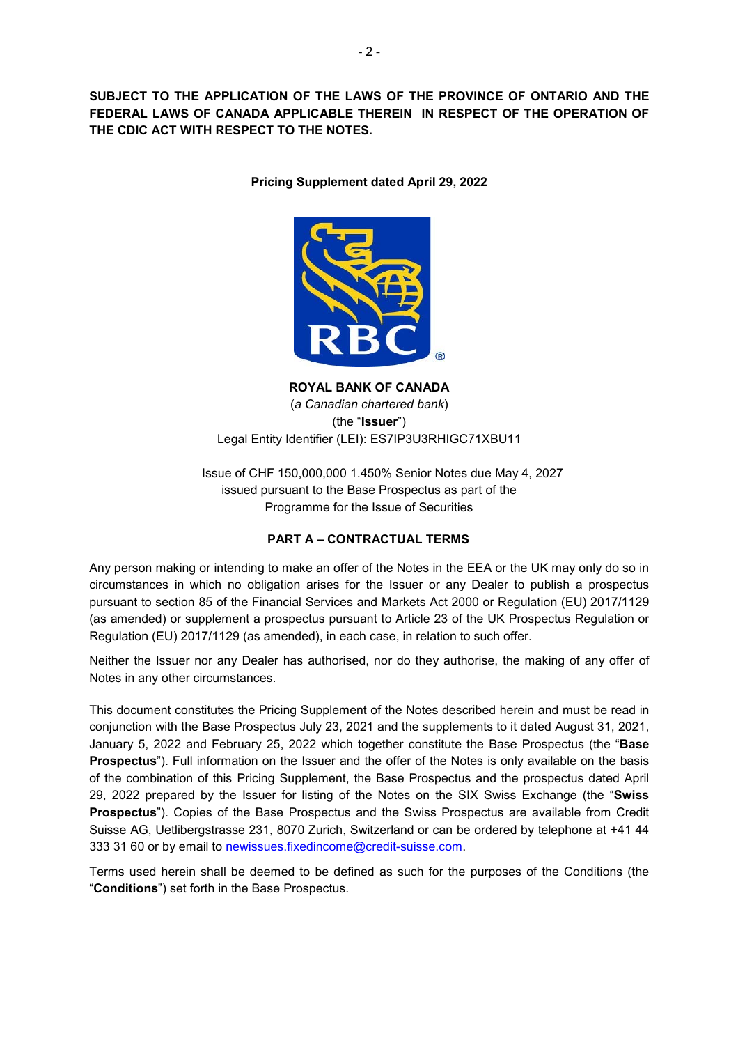**SUBJECT TO THE APPLICATION OF THE LAWS OF THE PROVINCE OF ONTARIO AND THE FEDERAL LAWS OF CANADA APPLICABLE THEREIN IN RESPECT OF THE OPERATION OF THE CDIC ACT WITH RESPECT TO THE NOTES.**

**Pricing Supplement dated April 29, 2022**

**ROYAL BANK OF CANADA**
(*a Canadian chartered bank*)
(the "**Issuer**")
Legal Entity Identifier (LEI): ES7IP3U3RHIGC71XBU11

Issue of CHF 150,000,000 1.450% Senior Notes due May 4, 2027
issued pursuant to the Base Prospectus as part of the
Programme for the Issue of Securities

## PART A – CONTRACTUAL TERMS

Any person making or intending to make an offer of the Notes in the EEA or the UK may only do so in circumstances in which no obligation arises for the Issuer or any Dealer to publish a prospectus pursuant to section 85 of the Financial Services and Markets Act 2000 or Regulation (EU) 2017/1129 (as amended) or supplement a prospectus pursuant to Article 23 of the UK Prospectus Regulation or Regulation (EU) 2017/1129 (as amended), in each case, in relation to such offer.

Neither the Issuer nor any Dealer has authorised, nor do they authorise, the making of any offer of Notes in any other circumstances.

This document constitutes the Pricing Supplement of the Notes described herein and must be read in conjunction with the Base Prospectus July 23, 2021 and the supplements to it dated August 31, 2021, January 5, 2022 and February 25, 2022 which together constitute the Base Prospectus (the "**Base Prospectus**"). Full information on the Issuer and the offer of the Notes is only available on the basis of the combination of this Pricing Supplement, the Base Prospectus and the prospectus dated April 29, 2022 prepared by the Issuer for listing of the Notes on the SIX Swiss Exchange (the "**Swiss Prospectus**"). Copies of the Base Prospectus and the Swiss Prospectus are available from Credit Suisse AG, Uetlibergstrasse 231, 8070 Zurich, Switzerland or can be ordered by telephone at +41 44 333 31 60 or by email to newissues.fixedincome@credit-suisse.com.

Terms used herein shall be deemed to be defined as such for the purposes of the Conditions (the "**Conditions**") set forth in the Base Prospectus.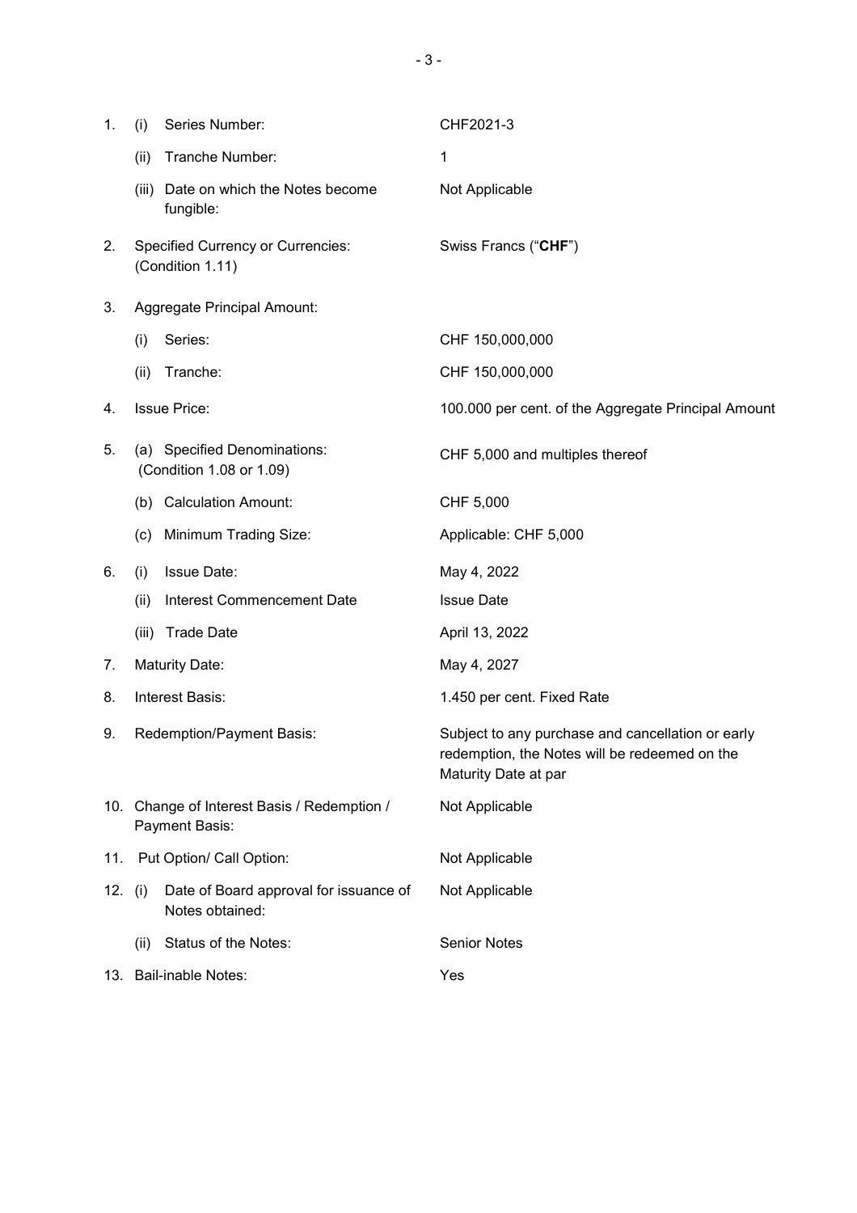| | | |
|---|---|---|
| 1. | (i) Series Number: | CHF2021-3 |
| | (ii) Tranche Number: | 1 |
| | (iii) Date on which the Notes become fungible: | Not Applicable |
| 2. | Specified Currency or Currencies: (Condition 1.11) | Swiss Francs ("**CHF**") |
| 3. | Aggregate Principal Amount: | |
| | (i) Series: | CHF 150,000,000 |
| | (ii) Tranche: | CHF 150,000,000 |
| 4. | Issue Price: | 100.000 per cent. of the Aggregate Principal Amount |
| 5. | (a) Specified Denominations: (Condition 1.08 or 1.09) | CHF 5,000 and multiples thereof |
| | (b) Calculation Amount: | CHF 5,000 |
| | (c) Minimum Trading Size: | Applicable: CHF 5,000 |
| 6. | (i) Issue Date: | May 4, 2022 |
| | (ii) Interest Commencement Date | Issue Date |
| | (iii) Trade Date | April 13, 2022 |
| 7. | Maturity Date: | May 4, 2027 |
| 8. | Interest Basis: | 1.450 per cent. Fixed Rate |
| 9. | Redemption/Payment Basis: | Subject to any purchase and cancellation or early redemption, the Notes will be redeemed on the Maturity Date at par |
| 10. | Change of Interest Basis / Redemption / Payment Basis: | Not Applicable |
| 11. | Put Option/ Call Option: | Not Applicable |
| 12. | (i) Date of Board approval for issuance of Notes obtained: | Not Applicable |
| | (ii) Status of the Notes: | Senior Notes |
| 13. | Bail-inable Notes: | Yes |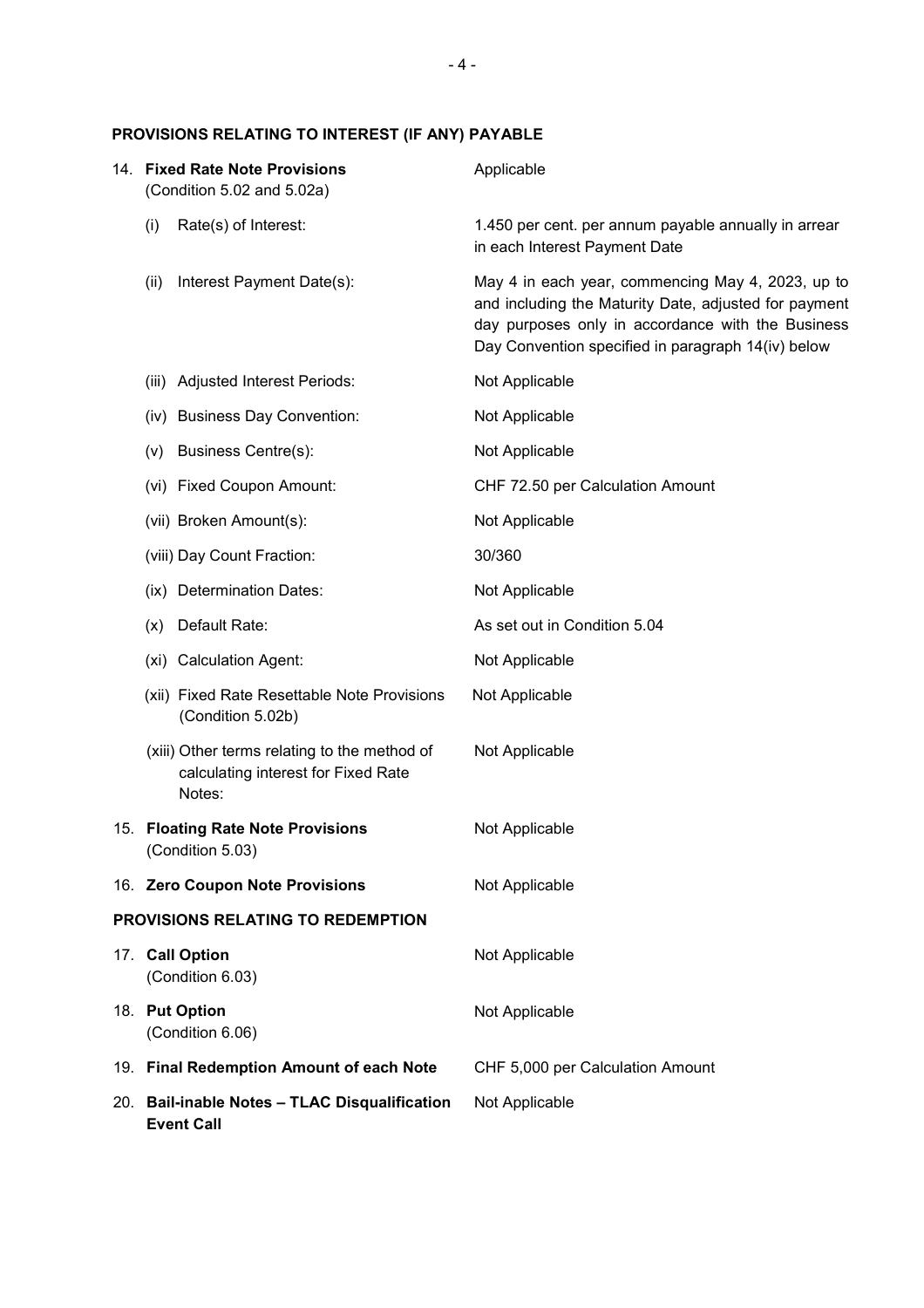**PROVISIONS RELATING TO INTEREST (IF ANY) PAYABLE**

| | |
|---|---|
| 14. **Fixed Rate Note Provisions** (Condition 5.02 and 5.02a) | Applicable |
| (i) Rate(s) of Interest: | 1.450 per cent. per annum payable annually in arrear in each Interest Payment Date |
| (ii) Interest Payment Date(s): | May 4 in each year, commencing May 4, 2023, up to and including the Maturity Date, adjusted for payment day purposes only in accordance with the Business Day Convention specified in paragraph 14(iv) below |
| (iii) Adjusted Interest Periods: | Not Applicable |
| (iv) Business Day Convention: | Not Applicable |
| (v) Business Centre(s): | Not Applicable |
| (vi) Fixed Coupon Amount: | CHF 72.50 per Calculation Amount |
| (vii) Broken Amount(s): | Not Applicable |
| (viii) Day Count Fraction: | 30/360 |
| (ix) Determination Dates: | Not Applicable |
| (x) Default Rate: | As set out in Condition 5.04 |
| (xi) Calculation Agent: | Not Applicable |
| (xii) Fixed Rate Resettable Note Provisions (Condition 5.02b) | Not Applicable |
| (xiii) Other terms relating to the method of calculating interest for Fixed Rate Notes: | Not Applicable |
| 15. **Floating Rate Note Provisions** (Condition 5.03) | Not Applicable |
| 16. **Zero Coupon Note Provisions** | Not Applicable |

**PROVISIONS RELATING TO REDEMPTION**

| | |
|---|---|
| 17. **Call Option** (Condition 6.03) | Not Applicable |
| 18. **Put Option** (Condition 6.06) | Not Applicable |
| 19. **Final Redemption Amount of each Note** | CHF 5,000 per Calculation Amount |
| 20. **Bail-inable Notes – TLAC Disqualification Event Call** | Not Applicable |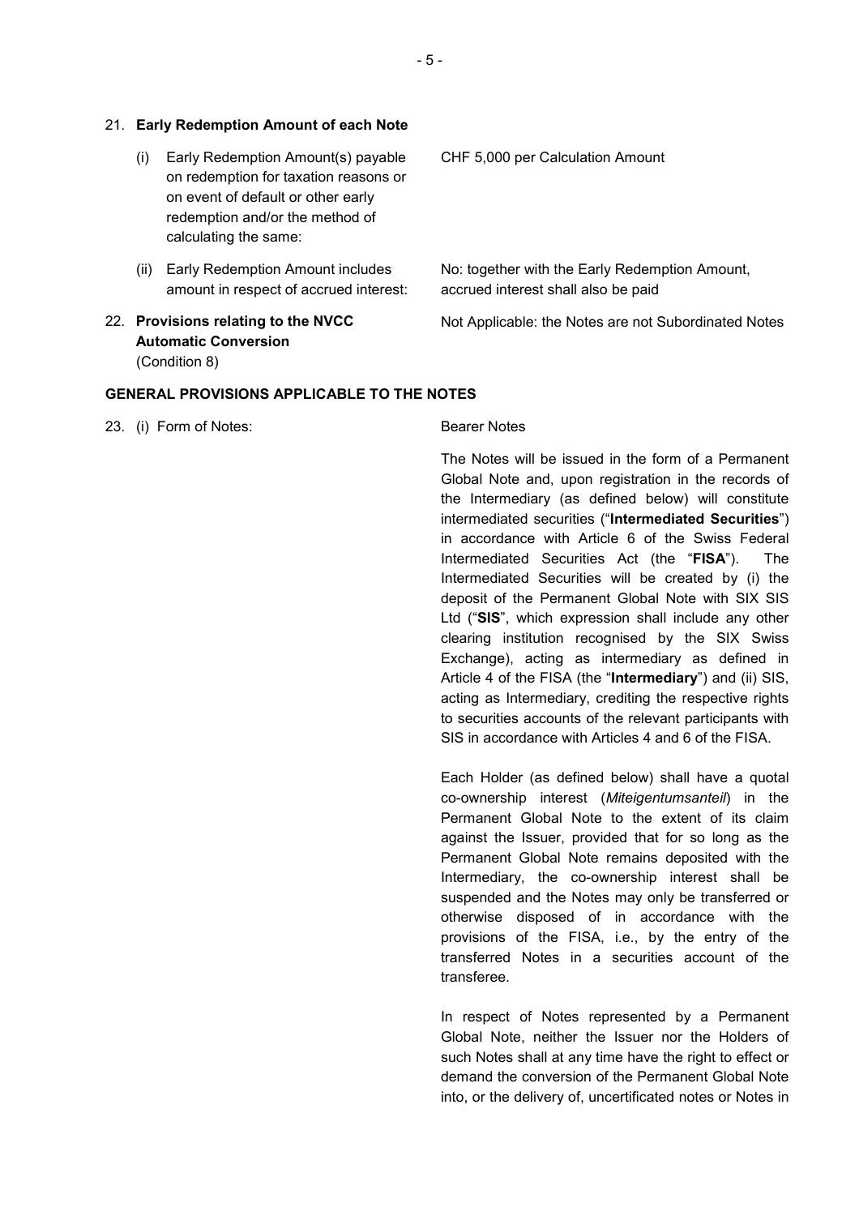21. **Early Redemption Amount of each Note**

| | |
|---|---|
| (i) Early Redemption Amount(s) payable on redemption for taxation reasons or on event of default or other early redemption and/or the method of calculating the same: | CHF 5,000 per Calculation Amount |
| (ii) Early Redemption Amount includes amount in respect of accrued interest: | No: together with the Early Redemption Amount, accrued interest shall also be paid |

22. **Provisions relating to the NVCC Automatic Conversion** (Condition 8) — Not Applicable: the Notes are not Subordinated Notes

**GENERAL PROVISIONS APPLICABLE TO THE NOTES**

23. (i) Form of Notes: Bearer Notes

The Notes will be issued in the form of a Permanent Global Note and, upon registration in the records of the Intermediary (as defined below) will constitute intermediated securities ("**Intermediated Securities**") in accordance with Article 6 of the Swiss Federal Intermediated Securities Act (the "**FISA**"). The Intermediated Securities will be created by (i) the deposit of the Permanent Global Note with SIX SIS Ltd ("**SIS**", which expression shall include any other clearing institution recognised by the SIX Swiss Exchange), acting as intermediary as defined in Article 4 of the FISA (the "**Intermediary**") and (ii) SIS, acting as Intermediary, crediting the respective rights to securities accounts of the relevant participants with SIS in accordance with Articles 4 and 6 of the FISA.

Each Holder (as defined below) shall have a quotal co-ownership interest (*Miteigentumsanteil*) in the Permanent Global Note to the extent of its claim against the Issuer, provided that for so long as the Permanent Global Note remains deposited with the Intermediary, the co-ownership interest shall be suspended and the Notes may only be transferred or otherwise disposed of in accordance with the provisions of the FISA, i.e., by the entry of the transferred Notes in a securities account of the transferee.

In respect of Notes represented by a Permanent Global Note, neither the Issuer nor the Holders of such Notes shall at any time have the right to effect or demand the conversion of the Permanent Global Note into, or the delivery of, uncertificated notes or Notes in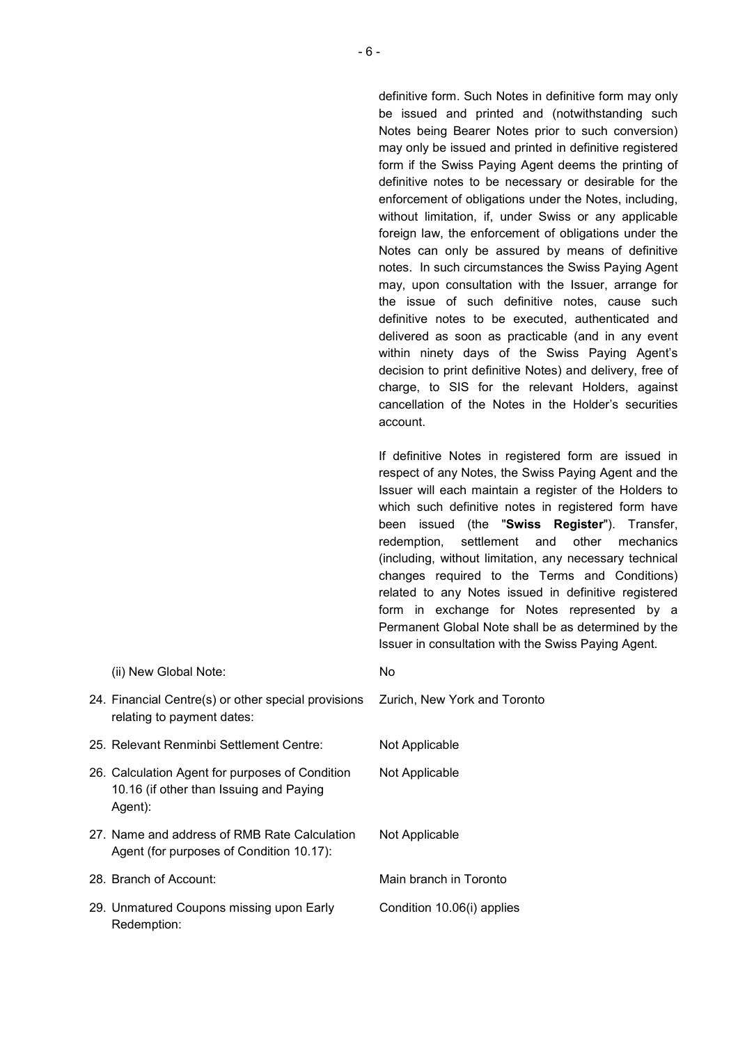definitive form. Such Notes in definitive form may only be issued and printed and (notwithstanding such Notes being Bearer Notes prior to such conversion) may only be issued and printed in definitive registered form if the Swiss Paying Agent deems the printing of definitive notes to be necessary or desirable for the enforcement of obligations under the Notes, including, without limitation, if, under Swiss or any applicable foreign law, the enforcement of obligations under the Notes can only be assured by means of definitive notes. In such circumstances the Swiss Paying Agent may, upon consultation with the Issuer, arrange for the issue of such definitive notes, cause such definitive notes to be executed, authenticated and delivered as soon as practicable (and in any event within ninety days of the Swiss Paying Agent's decision to print definitive Notes) and delivery, free of charge, to SIS for the relevant Holders, against cancellation of the Notes in the Holder's securities account.

If definitive Notes in registered form are issued in respect of any Notes, the Swiss Paying Agent and the Issuer will each maintain a register of the Holders to which such definitive notes in registered form have been issued (the "**Swiss Register**"). Transfer, redemption, settlement and other mechanics (including, without limitation, any necessary technical changes required to the Terms and Conditions) related to any Notes issued in definitive registered form in exchange for Notes represented by a Permanent Global Note shall be as determined by the Issuer in consultation with the Swiss Paying Agent.

| | |
|---|---|
| (ii) New Global Note: | No |
| 24. Financial Centre(s) or other special provisions relating to payment dates: | Zurich, New York and Toronto |
| 25. Relevant Renminbi Settlement Centre: | Not Applicable |
| 26. Calculation Agent for purposes of Condition 10.16 (if other than Issuing and Paying Agent): | Not Applicable |
| 27. Name and address of RMB Rate Calculation Agent (for purposes of Condition 10.17): | Not Applicable |
| 28. Branch of Account: | Main branch in Toronto |
| 29. Unmatured Coupons missing upon Early Redemption: | Condition 10.06(i) applies |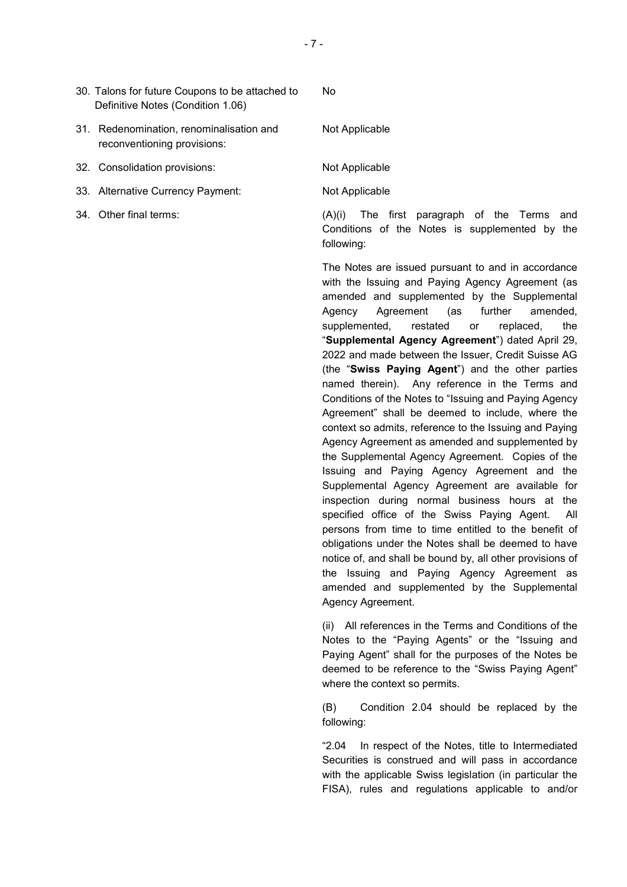| | |
|---|---|
| 30. Talons for future Coupons to be attached to Definitive Notes (Condition 1.06) | No |
| 31. Redenomination, renominalisation and reconventioning provisions: | Not Applicable |
| 32. Consolidation provisions: | Not Applicable |
| 33. Alternative Currency Payment: | Not Applicable |
| 34. Other final terms: | (A)(i) The first paragraph of the Terms and Conditions of the Notes is supplemented by the following: |

The Notes are issued pursuant to and in accordance with the Issuing and Paying Agency Agreement (as amended and supplemented by the Supplemental Agency Agreement (as further amended, supplemented, restated or replaced, the "**Supplemental Agency Agreement**") dated April 29, 2022 and made between the Issuer, Credit Suisse AG (the "**Swiss Paying Agent**") and the other parties named therein). Any reference in the Terms and Conditions of the Notes to "Issuing and Paying Agency Agreement" shall be deemed to include, where the context so admits, reference to the Issuing and Paying Agency Agreement as amended and supplemented by the Supplemental Agency Agreement. Copies of the Issuing and Paying Agency Agreement and the Supplemental Agency Agreement are available for inspection during normal business hours at the specified office of the Swiss Paying Agent. All persons from time to time entitled to the benefit of obligations under the Notes shall be deemed to have notice of, and shall be bound by, all other provisions of the Issuing and Paying Agency Agreement as amended and supplemented by the Supplemental Agency Agreement.

(ii) All references in the Terms and Conditions of the Notes to the "Paying Agents" or the "Issuing and Paying Agent" shall for the purposes of the Notes be deemed to be reference to the "Swiss Paying Agent" where the context so permits.

(B) Condition 2.04 should be replaced by the following:

"2.04 In respect of the Notes, title to Intermediated Securities is construed and will pass in accordance with the applicable Swiss legislation (in particular the FISA), rules and regulations applicable to and/or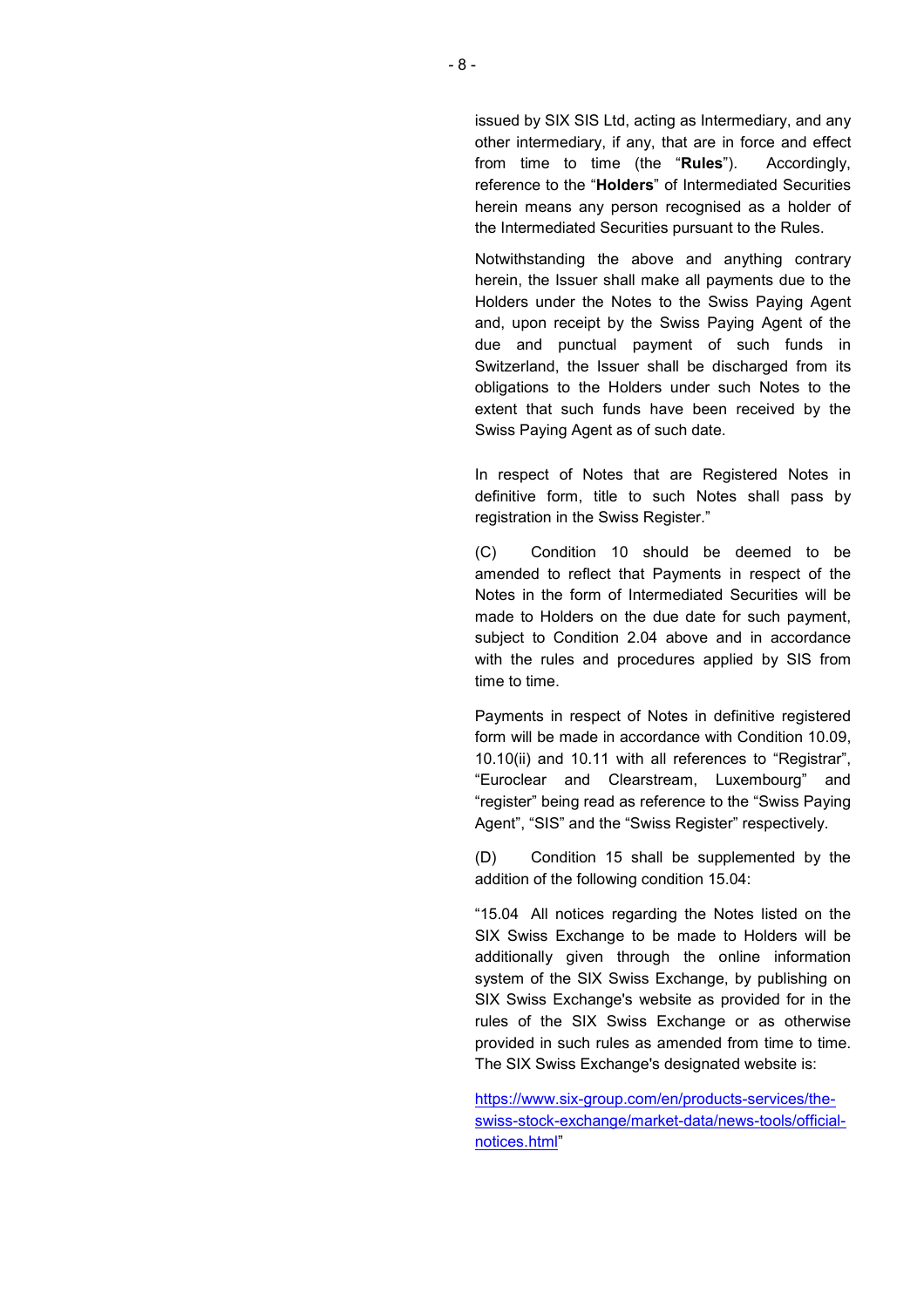issued by SIX SIS Ltd, acting as Intermediary, and any other intermediary, if any, that are in force and effect from time to time (the "**Rules**"). Accordingly, reference to the "**Holders**" of Intermediated Securities herein means any person recognised as a holder of the Intermediated Securities pursuant to the Rules.

Notwithstanding the above and anything contrary herein, the Issuer shall make all payments due to the Holders under the Notes to the Swiss Paying Agent and, upon receipt by the Swiss Paying Agent of the due and punctual payment of such funds in Switzerland, the Issuer shall be discharged from its obligations to the Holders under such Notes to the extent that such funds have been received by the Swiss Paying Agent as of such date.

In respect of Notes that are Registered Notes in definitive form, title to such Notes shall pass by registration in the Swiss Register."

(C) Condition 10 should be deemed to be amended to reflect that Payments in respect of the Notes in the form of Intermediated Securities will be made to Holders on the due date for such payment, subject to Condition 2.04 above and in accordance with the rules and procedures applied by SIS from time to time.

Payments in respect of Notes in definitive registered form will be made in accordance with Condition 10.09, 10.10(ii) and 10.11 with all references to "Registrar", "Euroclear and Clearstream, Luxembourg" and "register" being read as reference to the "Swiss Paying Agent", "SIS" and the "Swiss Register" respectively.

(D) Condition 15 shall be supplemented by the addition of the following condition 15.04:

"15.04 All notices regarding the Notes listed on the SIX Swiss Exchange to be made to Holders will be additionally given through the online information system of the SIX Swiss Exchange, by publishing on SIX Swiss Exchange's website as provided for in the rules of the SIX Swiss Exchange or as otherwise provided in such rules as amended from time to time. The SIX Swiss Exchange's designated website is:

https://www.six-group.com/en/products-services/the-swiss-stock-exchange/market-data/news-tools/official-notices.html"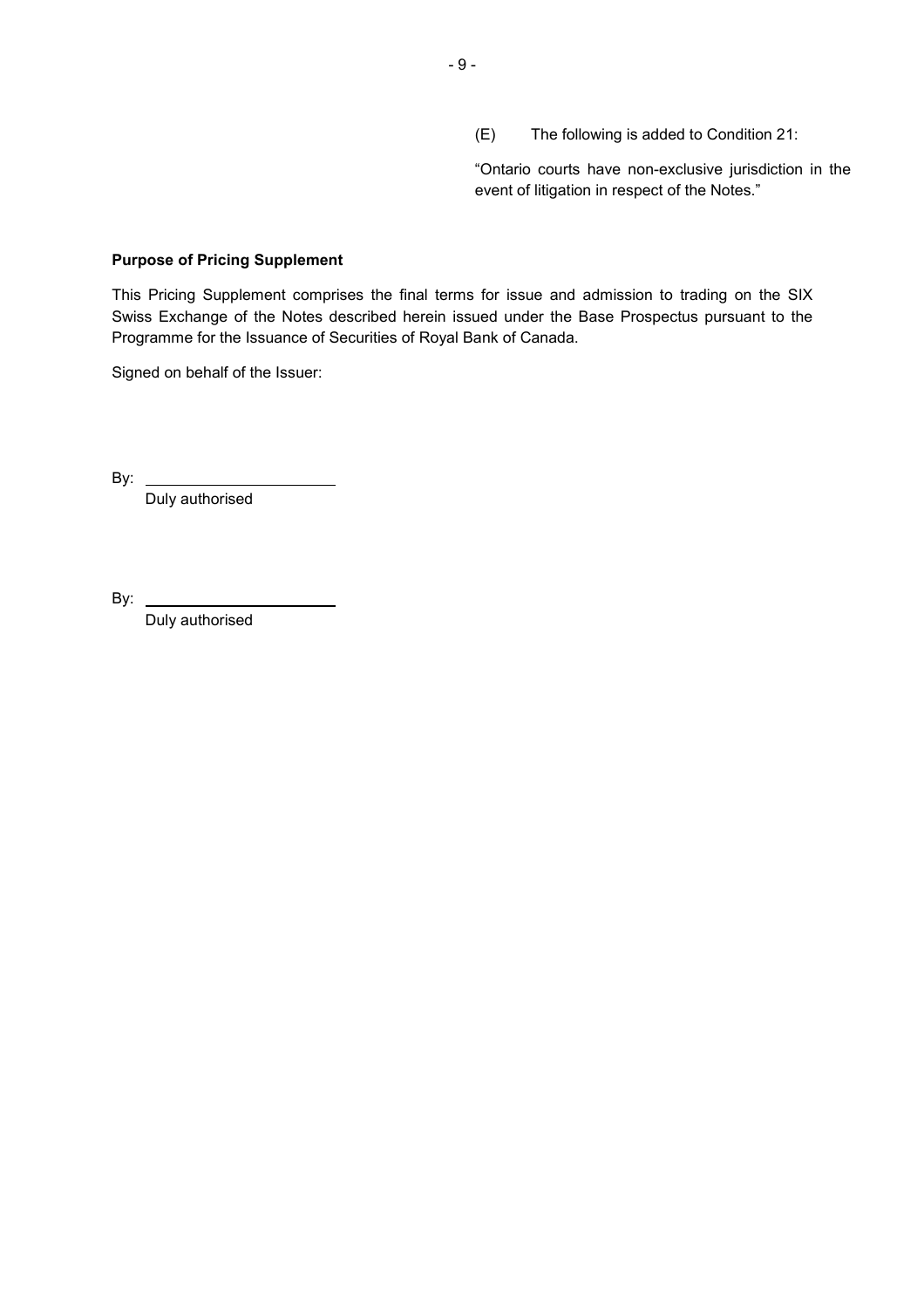(E) The following is added to Condition 21:

"Ontario courts have non-exclusive jurisdiction in the event of litigation in respect of the Notes."

**Purpose of Pricing Supplement**

This Pricing Supplement comprises the final terms for issue and admission to trading on the SIX Swiss Exchange of the Notes described herein issued under the Base Prospectus pursuant to the Programme for the Issuance of Securities of Royal Bank of Canada.

Signed on behalf of the Issuer:

By: ______________________
Duly authorised

By: ______________________
Duly authorised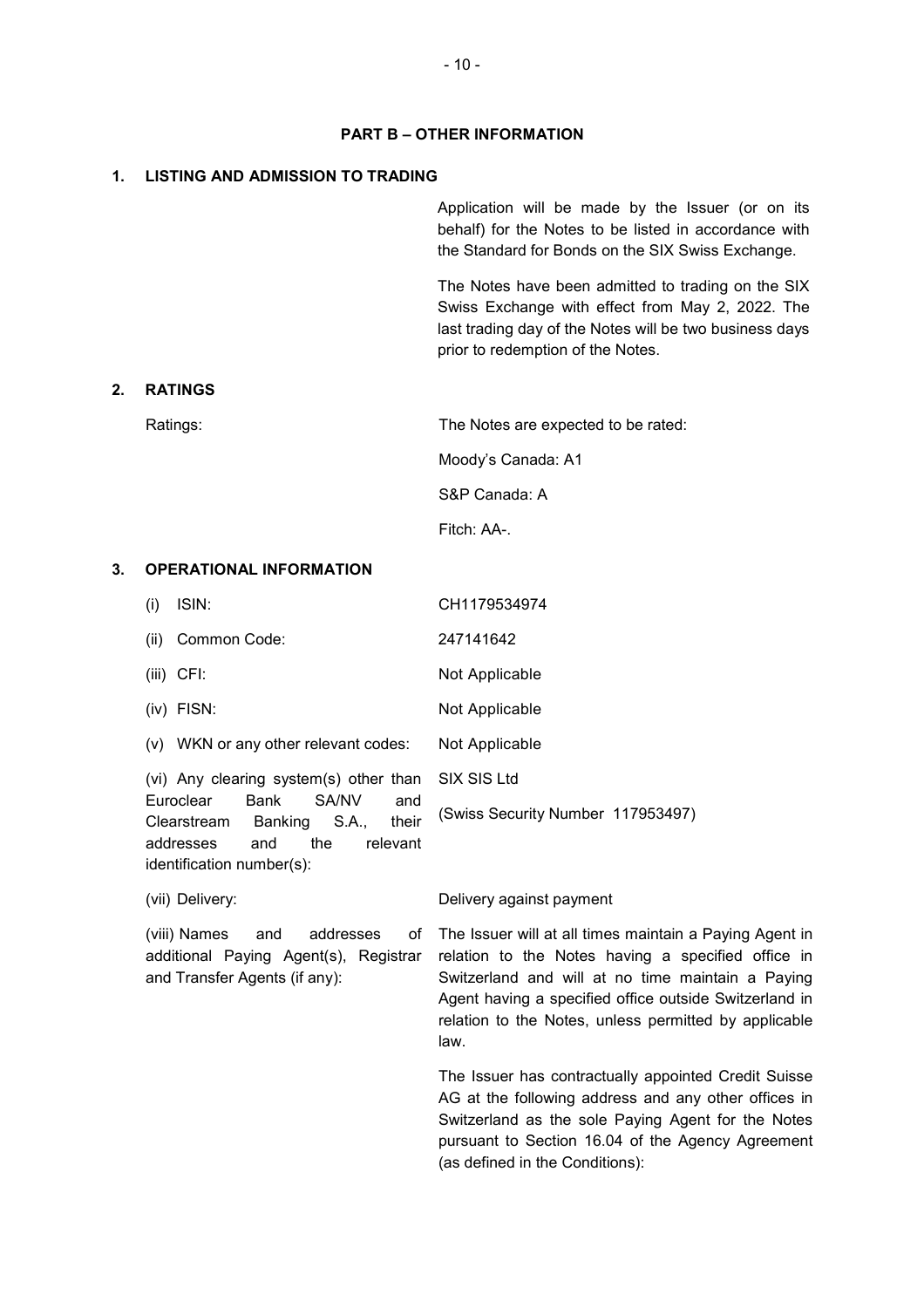## PART B – OTHER INFORMATION

### 1. LISTING AND ADMISSION TO TRADING

Application will be made by the Issuer (or on its behalf) for the Notes to be listed in accordance with the Standard for Bonds on the SIX Swiss Exchange.

The Notes have been admitted to trading on the SIX Swiss Exchange with effect from May 2, 2022. The last trading day of the Notes will be two business days prior to redemption of the Notes.

### 2. RATINGS

| | |
|---|---|
| Ratings: | The Notes are expected to be rated:<br><br>Moody's Canada: A1<br><br>S&P Canada: A<br><br>Fitch: AA-. |

### 3. OPERATIONAL INFORMATION

| | |
|---|---|
| (i) ISIN: | CH1179534974 |
| (ii) Common Code: | 247141642 |
| (iii) CFI: | Not Applicable |
| (iv) FISN: | Not Applicable |
| (v) WKN or any other relevant codes: | Not Applicable |
| (vi) Any clearing system(s) other than Euroclear Bank SA/NV and Clearstream Banking S.A., their addresses and the relevant identification number(s): | SIX SIS Ltd<br><br>(Swiss Security Number 117953497) |
| (vii) Delivery: | Delivery against payment |
| (viii) Names and addresses of additional Paying Agent(s), Registrar and Transfer Agents (if any): | The Issuer will at all times maintain a Paying Agent in relation to the Notes having a specified office in Switzerland and will at no time maintain a Paying Agent having a specified office outside Switzerland in relation to the Notes, unless permitted by applicable law.<br><br>The Issuer has contractually appointed Credit Suisse AG at the following address and any other offices in Switzerland as the sole Paying Agent for the Notes pursuant to Section 16.04 of the Agency Agreement (as defined in the Conditions): |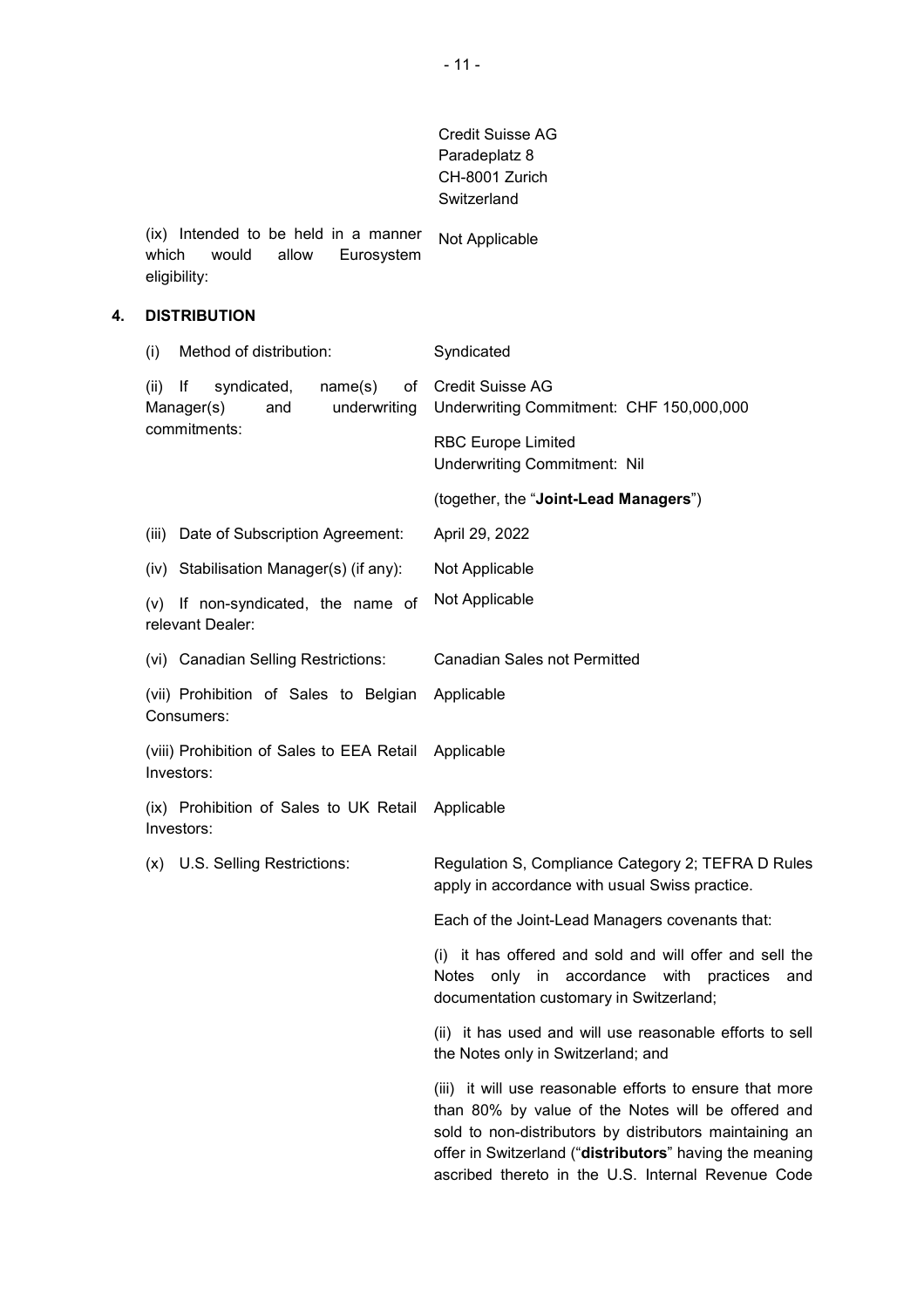Credit Suisse AG
Paradeplatz 8
CH-8001 Zurich
Switzerland

| | |
|---|---|
| (ix) Intended to be held in a manner which would allow Eurosystem eligibility: | Not Applicable |

## 4. DISTRIBUTION

| | |
|---|---|
| (i) Method of distribution: | Syndicated |
| (ii) If syndicated, name(s) of Manager(s) and underwriting commitments: | Credit Suisse AG<br>Underwriting Commitment: CHF 150,000,000<br><br>RBC Europe Limited<br>Underwriting Commitment: Nil<br><br>(together, the "**Joint-Lead Managers**") |
| (iii) Date of Subscription Agreement: | April 29, 2022 |
| (iv) Stabilisation Manager(s) (if any): | Not Applicable |
| (v) If non-syndicated, the name of relevant Dealer: | Not Applicable |
| (vi) Canadian Selling Restrictions: | Canadian Sales not Permitted |
| (vii) Prohibition of Sales to Belgian Consumers: | Applicable |
| (viii) Prohibition of Sales to EEA Retail Investors: | Applicable |
| (ix) Prohibition of Sales to UK Retail Investors: | Applicable |
| (x) U.S. Selling Restrictions: | Regulation S, Compliance Category 2; TEFRA D Rules apply in accordance with usual Swiss practice.<br><br>Each of the Joint-Lead Managers covenants that:<br><br>(i) it has offered and sold and will offer and sell the Notes only in accordance with practices and documentation customary in Switzerland;<br><br>(ii) it has used and will use reasonable efforts to sell the Notes only in Switzerland; and<br><br>(iii) it will use reasonable efforts to ensure that more than 80% by value of the Notes will be offered and sold to non-distributors by distributors maintaining an offer in Switzerland ("**distributors**" having the meaning ascribed thereto in the U.S. Internal Revenue Code |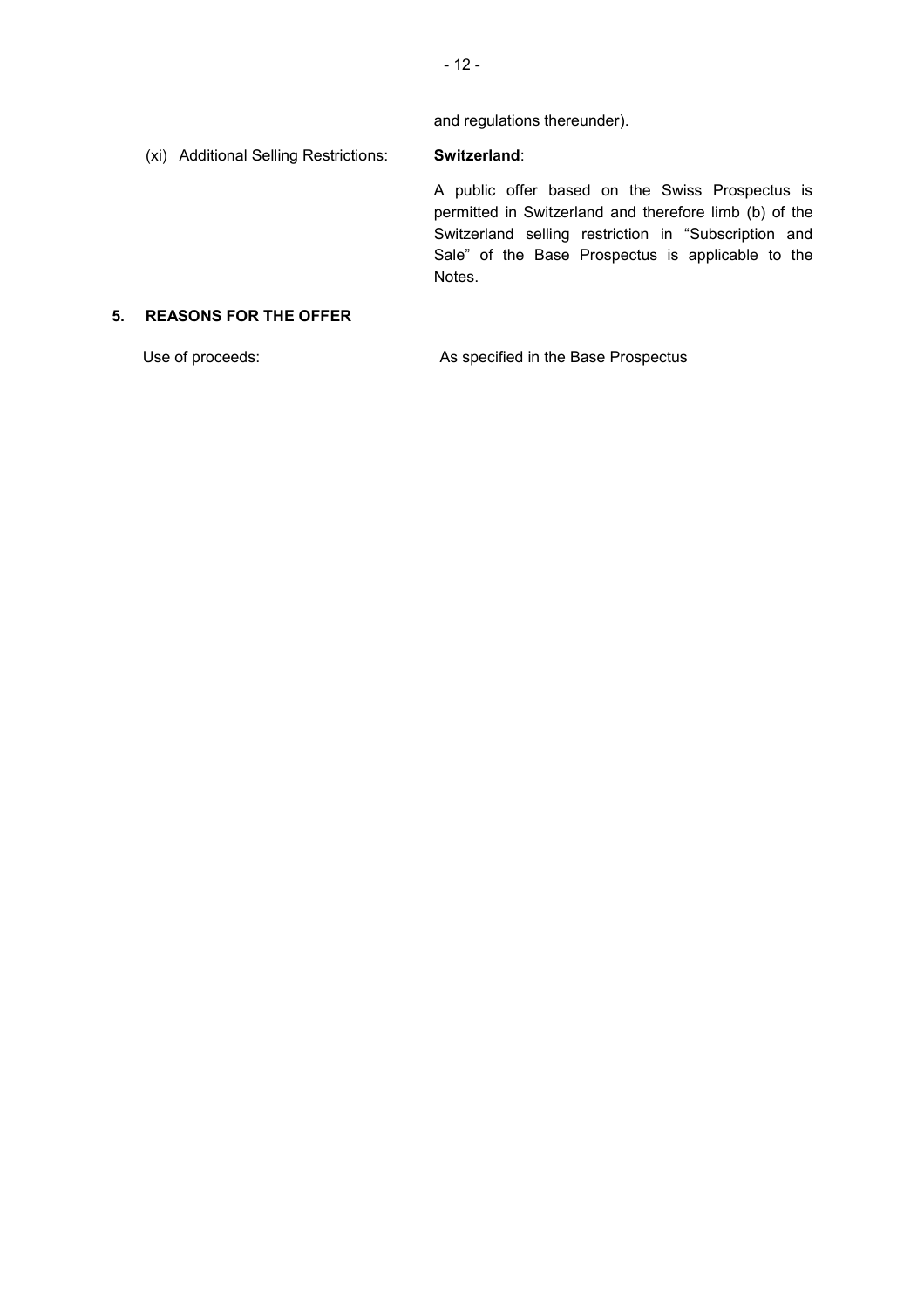and regulations thereunder).

| | |
|---|---|
| (xi) Additional Selling Restrictions: | **Switzerland**: |
| | A public offer based on the Swiss Prospectus is permitted in Switzerland and therefore limb (b) of the Switzerland selling restriction in "Subscription and Sale" of the Base Prospectus is applicable to the Notes. |

## 5. REASONS FOR THE OFFER

| | |
|---|---|
| Use of proceeds: | As specified in the Base Prospectus |